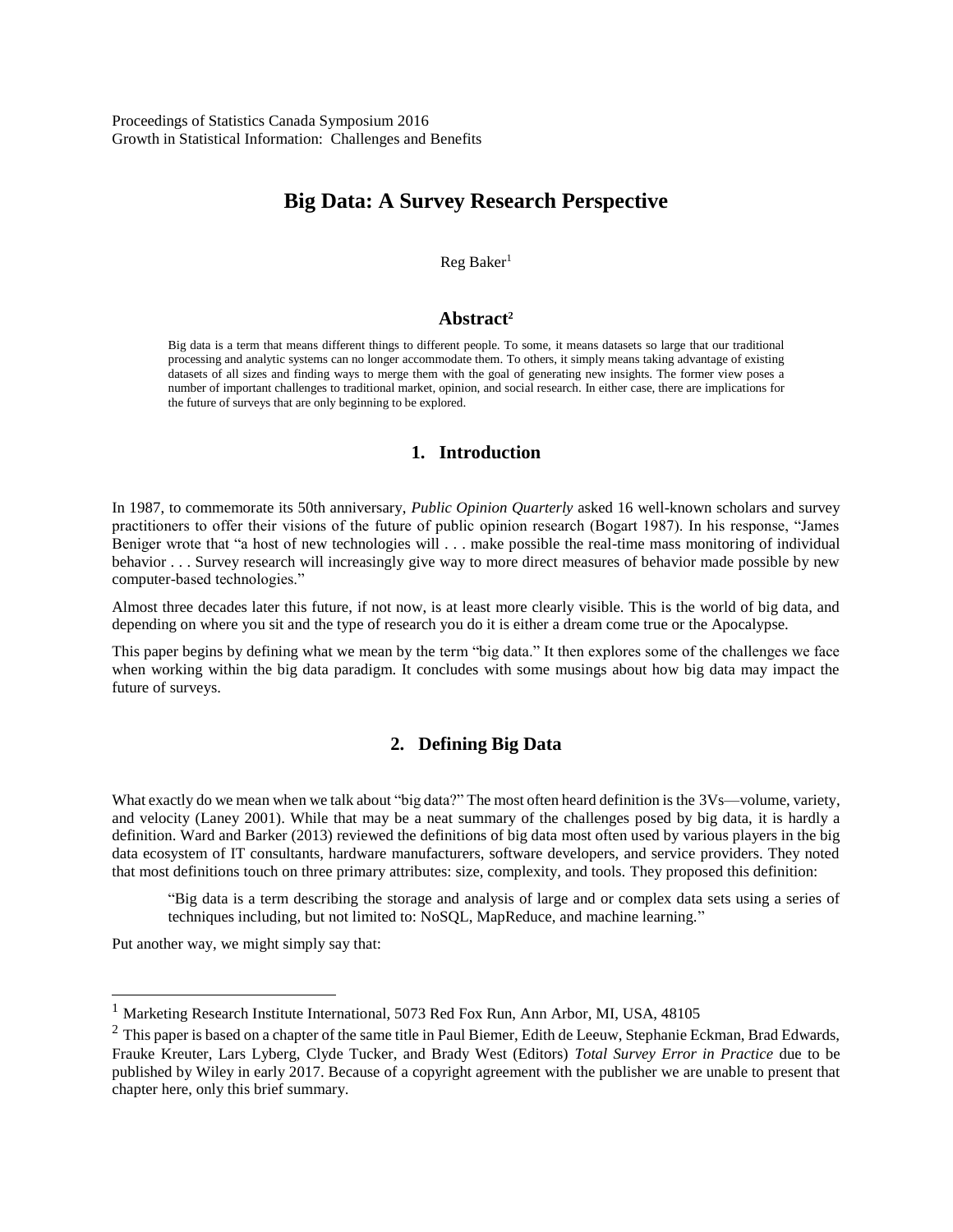Proceedings of Statistics Canada Symposium 2016
Growth in Statistical Information: Challenges and Benefits

# Big Data: A Survey Research Perspective

Reg Baker[1]

## Abstract[2]

Big data is a term that means different things to different people. To some, it means datasets so large that our traditional processing and analytic systems can no longer accommodate them. To others, it simply means taking advantage of existing datasets of all sizes and finding ways to merge them with the goal of generating new insights. The former view poses a number of important challenges to traditional market, opinion, and social research. In either case, there are implications for the future of surveys that are only beginning to be explored.

## 1. Introduction

In 1987, to commemorate its 50th anniversary, *Public Opinion Quarterly* asked 16 well-known scholars and survey practitioners to offer their visions of the future of public opinion research (Bogart 1987). In his response, "James Beniger wrote that "a host of new technologies will . . . make possible the real-time mass monitoring of individual behavior . . . Survey research will increasingly give way to more direct measures of behavior made possible by new computer-based technologies."

Almost three decades later this future, if not now, is at least more clearly visible. This is the world of big data, and depending on where you sit and the type of research you do it is either a dream come true or the Apocalypse.

This paper begins by defining what we mean by the term "big data." It then explores some of the challenges we face when working within the big data paradigm. It concludes with some musings about how big data may impact the future of surveys.

## 2. Defining Big Data

What exactly do we mean when we talk about "big data?" The most often heard definition is the 3Vs—volume, variety, and velocity (Laney 2001). While that may be a neat summary of the challenges posed by big data, it is hardly a definition. Ward and Barker (2013) reviewed the definitions of big data most often used by various players in the big data ecosystem of IT consultants, hardware manufacturers, software developers, and service providers. They noted that most definitions touch on three primary attributes: size, complexity, and tools. They proposed this definition:

> "Big data is a term describing the storage and analysis of large and or complex data sets using a series of techniques including, but not limited to: NoSQL, MapReduce, and machine learning."

Put another way, we might simply say that:

---

[1] Marketing Research Institute International, 5073 Red Fox Run, Ann Arbor, MI, USA, 48105

[2] This paper is based on a chapter of the same title in Paul Biemer, Edith de Leeuw, Stephanie Eckman, Brad Edwards, Frauke Kreuter, Lars Lyberg, Clyde Tucker, and Brady West (Editors) *Total Survey Error in Practice* due to be published by Wiley in early 2017. Because of a copyright agreement with the publisher we are unable to present that chapter here, only this brief summary.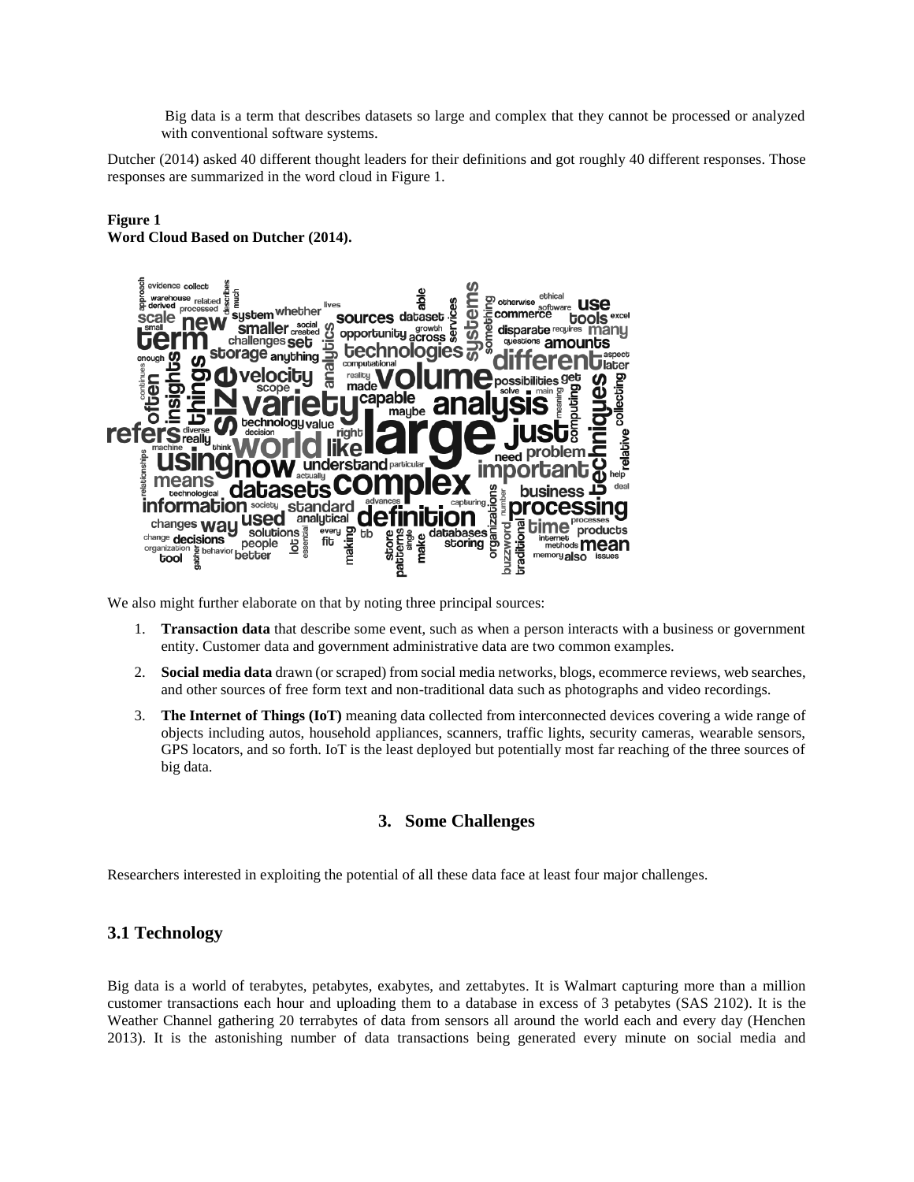> Big data is a term that describes datasets so large and complex that they cannot be processed or analyzed with conventional software systems.

Dutcher (2014) asked 40 different thought leaders for their definitions and got roughly 40 different responses. Those responses are summarized in the word cloud in Figure 1.

**Figure 1**
**Word Cloud Based on Dutcher (2014).**

We also might further elaborate on that by noting three principal sources:

1. **Transaction data** that describe some event, such as when a person interacts with a business or government entity. Customer data and government administrative data are two common examples.
2. **Social media data** drawn (or scraped) from social media networks, blogs, ecommerce reviews, web searches, and other sources of free form text and non-traditional data such as photographs and video recordings.
3. **The Internet of Things (IoT)** meaning data collected from interconnected devices covering a wide range of objects including autos, household appliances, scanners, traffic lights, security cameras, wearable sensors, GPS locators, and so forth. IoT is the least deployed but potentially most far reaching of the three sources of big data.

## 3. Some Challenges

Researchers interested in exploiting the potential of all these data face at least four major challenges.

### 3.1 Technology

Big data is a world of terabytes, petabytes, exabytes, and zettabytes. It is Walmart capturing more than a million customer transactions each hour and uploading them to a database in excess of 3 petabytes (SAS 2102). It is the Weather Channel gathering 20 terrabytes of data from sensors all around the world each and every day (Henchen 2013). It is the astonishing number of data transactions being generated every minute on social media and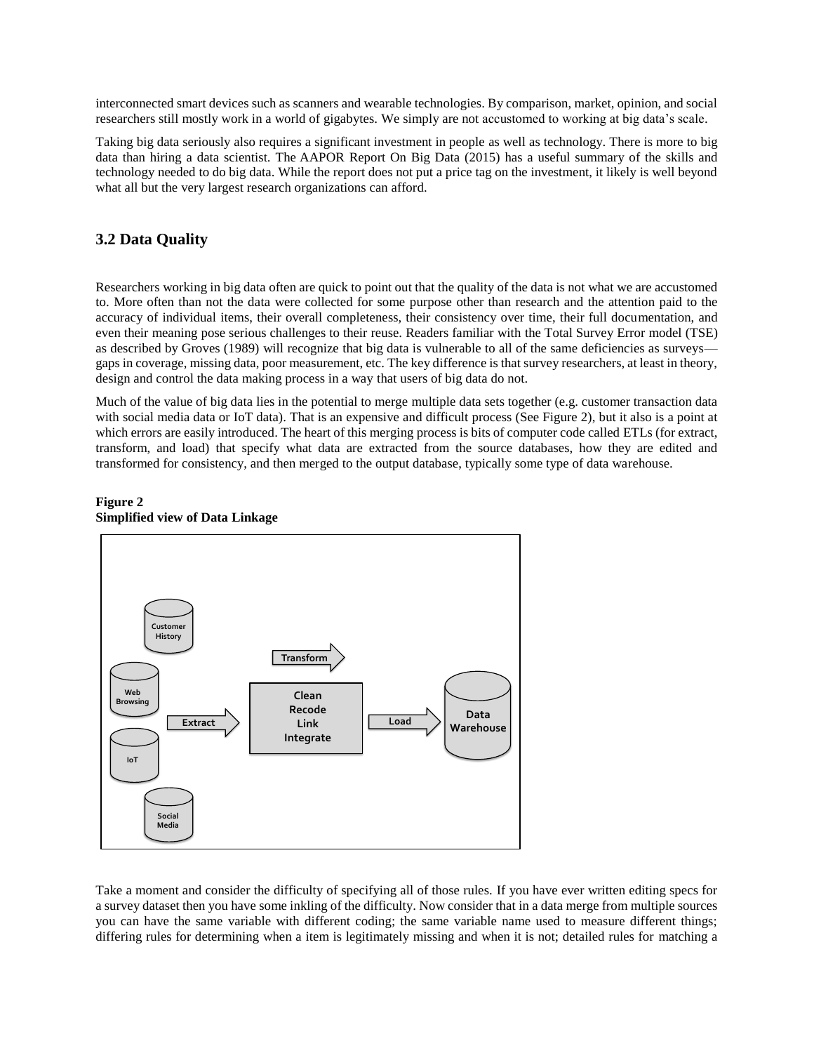interconnected smart devices such as scanners and wearable technologies. By comparison, market, opinion, and social researchers still mostly work in a world of gigabytes. We simply are not accustomed to working at big data's scale.

Taking big data seriously also requires a significant investment in people as well as technology. There is more to big data than hiring a data scientist. The AAPOR Report On Big Data (2015) has a useful summary of the skills and technology needed to do big data. While the report does not put a price tag on the investment, it likely is well beyond what all but the very largest research organizations can afford.

## 3.2 Data Quality

Researchers working in big data often are quick to point out that the quality of the data is not what we are accustomed to. More often than not the data were collected for some purpose other than research and the attention paid to the accuracy of individual items, their overall completeness, their consistency over time, their full documentation, and even their meaning pose serious challenges to their reuse. Readers familiar with the Total Survey Error model (TSE) as described by Groves (1989) will recognize that big data is vulnerable to all of the same deficiencies as surveys—gaps in coverage, missing data, poor measurement, etc. The key difference is that survey researchers, at least in theory, design and control the data making process in a way that users of big data do not.

Much of the value of big data lies in the potential to merge multiple data sets together (e.g. customer transaction data with social media data or IoT data). That is an expensive and difficult process (See Figure 2), but it also is a point at which errors are easily introduced. The heart of this merging process is bits of computer code called ETLs (for extract, transform, and load) that specify what data are extracted from the source databases, how they are edited and transformed for consistency, and then merged to the output database, typically some type of data warehouse.

**Figure 2**
**Simplified view of Data Linkage**

Customer History
Web Browsing
IoT
Social Media
Extract
Transform
Clean
Recode
Link
Integrate
Load
Data Warehouse

Take a moment and consider the difficulty of specifying all of those rules. If you have ever written editing specs for a survey dataset then you have some inkling of the difficulty. Now consider that in a data merge from multiple sources you can have the same variable with different coding; the same variable name used to measure different things; differing rules for determining when a item is legitimately missing and when it is not; detailed rules for matching a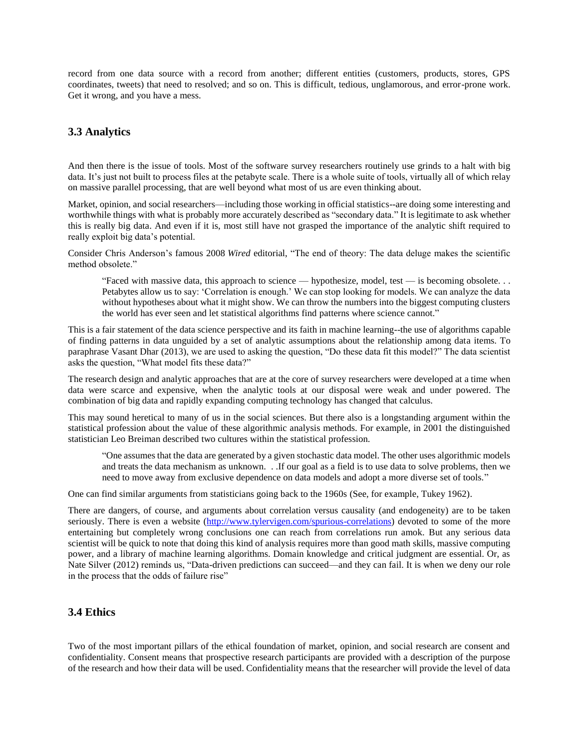record from one data source with a record from another; different entities (customers, products, stores, GPS coordinates, tweets) that need to resolved; and so on. This is difficult, tedious, unglamorous, and error-prone work. Get it wrong, and you have a mess.

### 3.3 Analytics

And then there is the issue of tools. Most of the software survey researchers routinely use grinds to a halt with big data. It's just not built to process files at the petabyte scale. There is a whole suite of tools, virtually all of which relay on massive parallel processing, that are well beyond what most of us are even thinking about.

Market, opinion, and social researchers—including those working in official statistics--are doing some interesting and worthwhile things with what is probably more accurately described as "secondary data." It is legitimate to ask whether this is really big data. And even if it is, most still have not grasped the importance of the analytic shift required to really exploit big data's potential.

Consider Chris Anderson's famous 2008 *Wired* editorial, "The end of theory: The data deluge makes the scientific method obsolete."

> "Faced with massive data, this approach to science — hypothesize, model, test — is becoming obsolete. . . Petabytes allow us to say: 'Correlation is enough.' We can stop looking for models. We can analyze the data without hypotheses about what it might show. We can throw the numbers into the biggest computing clusters the world has ever seen and let statistical algorithms find patterns where science cannot."

This is a fair statement of the data science perspective and its faith in machine learning--the use of algorithms capable of finding patterns in data unguided by a set of analytic assumptions about the relationship among data items. To paraphrase Vasant Dhar (2013), we are used to asking the question, "Do these data fit this model?" The data scientist asks the question, "What model fits these data?"

The research design and analytic approaches that are at the core of survey researchers were developed at a time when data were scarce and expensive, when the analytic tools at our disposal were weak and under powered. The combination of big data and rapidly expanding computing technology has changed that calculus.

This may sound heretical to many of us in the social sciences. But there also is a longstanding argument within the statistical profession about the value of these algorithmic analysis methods. For example, in 2001 the distinguished statistician Leo Breiman described two cultures within the statistical profession.

> "One assumes that the data are generated by a given stochastic data model. The other uses algorithmic models and treats the data mechanism as unknown. . .If our goal as a field is to use data to solve problems, then we need to move away from exclusive dependence on data models and adopt a more diverse set of tools."

One can find similar arguments from statisticians going back to the 1960s (See, for example, Tukey 1962).

There are dangers, of course, and arguments about correlation versus causality (and endogeneity) are to be taken seriously. There is even a website (http://www.tylervigen.com/spurious-correlations) devoted to some of the more entertaining but completely wrong conclusions one can reach from correlations run amok. But any serious data scientist will be quick to note that doing this kind of analysis requires more than good math skills, massive computing power, and a library of machine learning algorithms. Domain knowledge and critical judgment are essential. Or, as Nate Silver (2012) reminds us, "Data-driven predictions can succeed—and they can fail. It is when we deny our role in the process that the odds of failure rise"

### 3.4 Ethics

Two of the most important pillars of the ethical foundation of market, opinion, and social research are consent and confidentiality. Consent means that prospective research participants are provided with a description of the purpose of the research and how their data will be used. Confidentiality means that the researcher will provide the level of data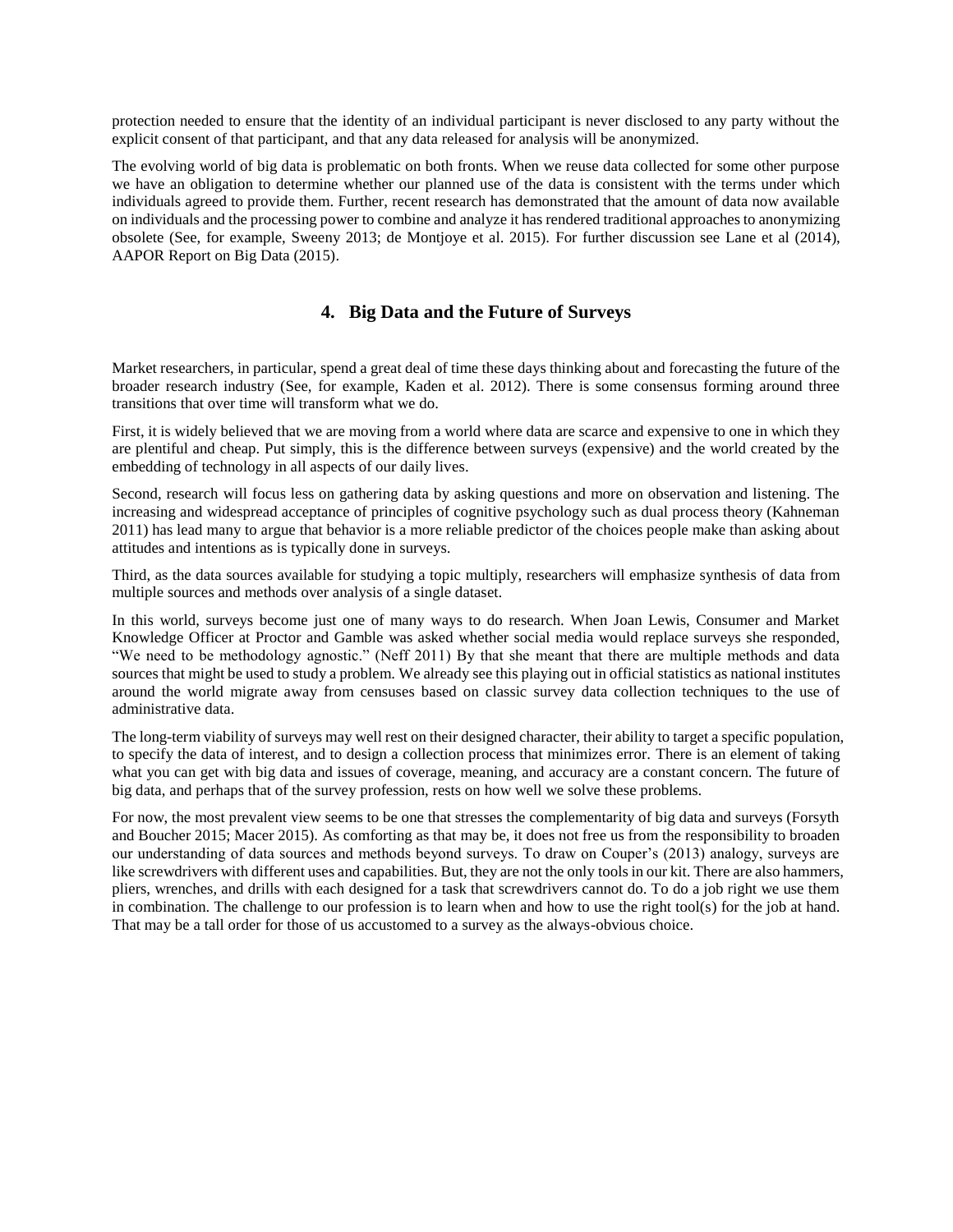protection needed to ensure that the identity of an individual participant is never disclosed to any party without the explicit consent of that participant, and that any data released for analysis will be anonymized.

The evolving world of big data is problematic on both fronts. When we reuse data collected for some other purpose we have an obligation to determine whether our planned use of the data is consistent with the terms under which individuals agreed to provide them. Further, recent research has demonstrated that the amount of data now available on individuals and the processing power to combine and analyze it has rendered traditional approaches to anonymizing obsolete (See, for example, Sweeny 2013; de Montjoye et al. 2015). For further discussion see Lane et al (2014), AAPOR Report on Big Data (2015).

## 4. Big Data and the Future of Surveys

Market researchers, in particular, spend a great deal of time these days thinking about and forecasting the future of the broader research industry (See, for example, Kaden et al. 2012). There is some consensus forming around three transitions that over time will transform what we do.

First, it is widely believed that we are moving from a world where data are scarce and expensive to one in which they are plentiful and cheap. Put simply, this is the difference between surveys (expensive) and the world created by the embedding of technology in all aspects of our daily lives.

Second, research will focus less on gathering data by asking questions and more on observation and listening. The increasing and widespread acceptance of principles of cognitive psychology such as dual process theory (Kahneman 2011) has lead many to argue that behavior is a more reliable predictor of the choices people make than asking about attitudes and intentions as is typically done in surveys.

Third, as the data sources available for studying a topic multiply, researchers will emphasize synthesis of data from multiple sources and methods over analysis of a single dataset.

In this world, surveys become just one of many ways to do research. When Joan Lewis, Consumer and Market Knowledge Officer at Proctor and Gamble was asked whether social media would replace surveys she responded, "We need to be methodology agnostic." (Neff 2011) By that she meant that there are multiple methods and data sources that might be used to study a problem. We already see this playing out in official statistics as national institutes around the world migrate away from censuses based on classic survey data collection techniques to the use of administrative data.

The long-term viability of surveys may well rest on their designed character, their ability to target a specific population, to specify the data of interest, and to design a collection process that minimizes error. There is an element of taking what you can get with big data and issues of coverage, meaning, and accuracy are a constant concern. The future of big data, and perhaps that of the survey profession, rests on how well we solve these problems.

For now, the most prevalent view seems to be one that stresses the complementarity of big data and surveys (Forsyth and Boucher 2015; Macer 2015). As comforting as that may be, it does not free us from the responsibility to broaden our understanding of data sources and methods beyond surveys. To draw on Couper's (2013) analogy, surveys are like screwdrivers with different uses and capabilities. But, they are not the only tools in our kit. There are also hammers, pliers, wrenches, and drills with each designed for a task that screwdrivers cannot do. To do a job right we use them in combination. The challenge to our profession is to learn when and how to use the right tool(s) for the job at hand. That may be a tall order for those of us accustomed to a survey as the always-obvious choice.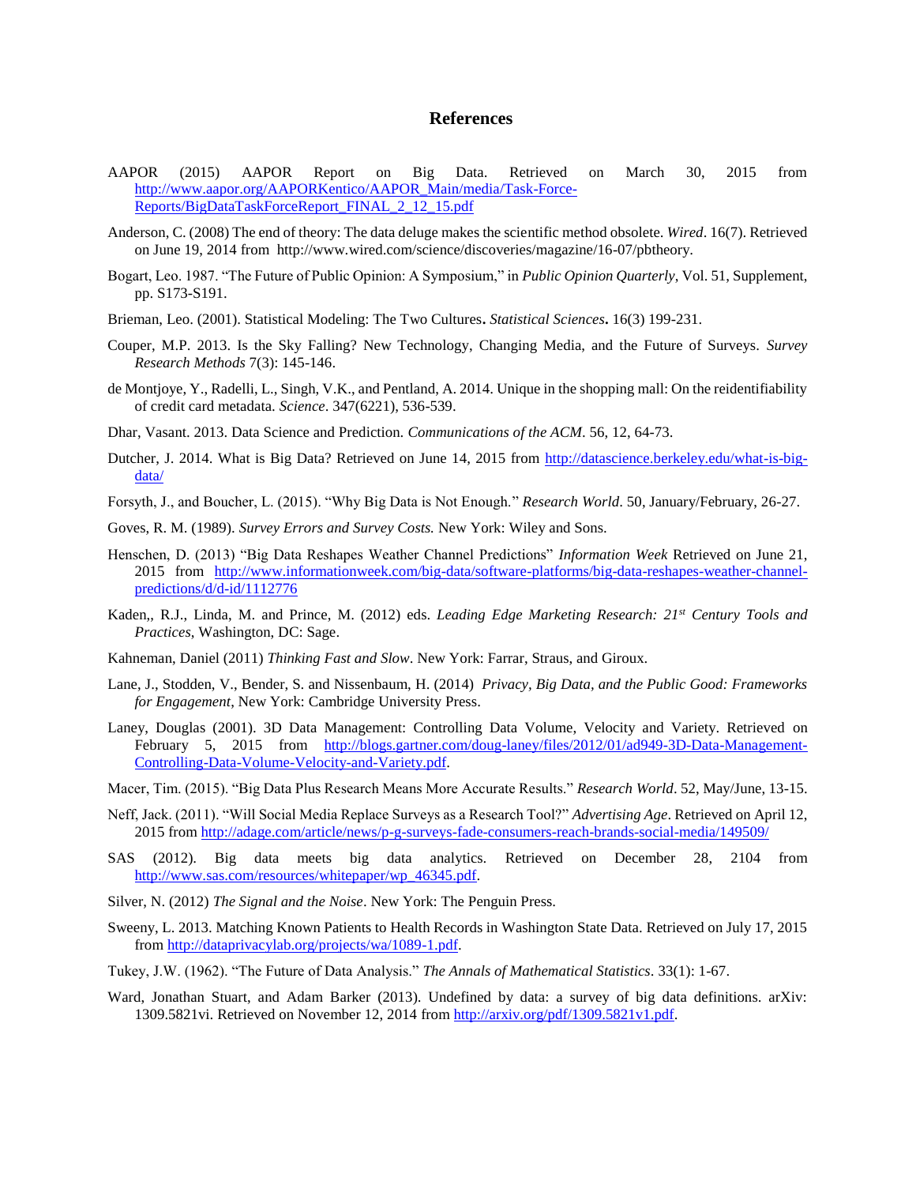# References

AAPOR (2015) AAPOR Report on Big Data. Retrieved on March 30, 2015 from http://www.aapor.org/AAPORKentico/AAPOR_Main/media/Task-Force-Reports/BigDataTaskForceReport_FINAL_2_12_15.pdf

Anderson, C. (2008) The end of theory: The data deluge makes the scientific method obsolete. *Wired*. 16(7). Retrieved on June 19, 2014 from http://www.wired.com/science/discoveries/magazine/16-07/pbtheory.

Bogart, Leo. 1987. "The Future of Public Opinion: A Symposium," in *Public Opinion Quarterly*, Vol. 51, Supplement, pp. S173-S191.

Brieman, Leo. (2001). Statistical Modeling: The Two Cultures**.** *Statistical Sciences***.** 16(3) 199-231.

Couper, M.P. 2013. Is the Sky Falling? New Technology, Changing Media, and the Future of Surveys. *Survey Research Methods* 7(3): 145-146.

de Montjoye, Y., Radelli, L., Singh, V.K., and Pentland, A. 2014. Unique in the shopping mall: On the reidentifiability of credit card metadata. *Science*. 347(6221), 536-539.

Dhar, Vasant. 2013. Data Science and Prediction. *Communications of the ACM*. 56, 12, 64-73.

Dutcher, J. 2014. What is Big Data? Retrieved on June 14, 2015 from http://datascience.berkeley.edu/what-is-big-data/

Forsyth, J., and Boucher, L. (2015). "Why Big Data is Not Enough." *Research World*. 50, January/February, 26-27.

Goves, R. M. (1989). *Survey Errors and Survey Costs.* New York: Wiley and Sons.

Henschen, D. (2013) "Big Data Reshapes Weather Channel Predictions" *Information Week* Retrieved on June 21, 2015 from http://www.informationweek.com/big-data/software-platforms/big-data-reshapes-weather-channel-predictions/d/d-id/1112776

Kaden,, R.J., Linda, M. and Prince, M. (2012) eds. *Leading Edge Marketing Research: 21st Century Tools and Practices*, Washington, DC: Sage.

Kahneman, Daniel (2011) *Thinking Fast and Slow*. New York: Farrar, Straus, and Giroux.

Lane, J., Stodden, V., Bender, S. and Nissenbaum, H. (2014) *Privacy, Big Data, and the Public Good: Frameworks for Engagement*, New York: Cambridge University Press.

Laney, Douglas (2001). 3D Data Management: Controlling Data Volume, Velocity and Variety. Retrieved on February 5, 2015 from http://blogs.gartner.com/doug-laney/files/2012/01/ad949-3D-Data-Management-Controlling-Data-Volume-Velocity-and-Variety.pdf.

Macer, Tim. (2015). "Big Data Plus Research Means More Accurate Results." *Research World*. 52, May/June, 13-15.

Neff, Jack. (2011). "Will Social Media Replace Surveys as a Research Tool?" *Advertising Age*. Retrieved on April 12, 2015 from http://adage.com/article/news/p-g-surveys-fade-consumers-reach-brands-social-media/149509/

SAS (2012). Big data meets big data analytics. Retrieved on December 28, 2104 from http://www.sas.com/resources/whitepaper/wp_46345.pdf.

Silver, N. (2012) *The Signal and the Noise*. New York: The Penguin Press.

Sweeny, L. 2013. Matching Known Patients to Health Records in Washington State Data. Retrieved on July 17, 2015 from http://dataprivacylab.org/projects/wa/1089-1.pdf.

Tukey, J.W. (1962). "The Future of Data Analysis." *The Annals of Mathematical Statistics*. 33(1): 1-67.

Ward, Jonathan Stuart, and Adam Barker (2013). Undefined by data: a survey of big data definitions. arXiv: 1309.5821vi. Retrieved on November 12, 2014 from http://arxiv.org/pdf/1309.5821v1.pdf.